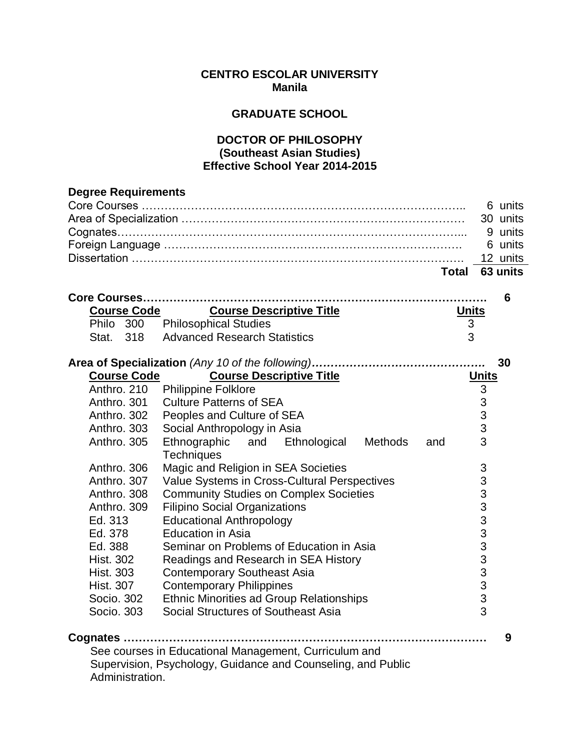**CENTRO ESCOLAR UNIVERSITY**
**Manila**

**GRADUATE SCHOOL**

**DOCTOR OF PHILOSOPHY**
**(Southeast Asian Studies)**
**Effective School Year 2014-2015**

## Degree Requirements

| | |
|---|---|
| Core Courses | 6 units |
| Area of Specialization | 30 units |
| Cognates | 9 units |
| Foreign Language | 6 units |
| Dissertation | 12 units |
| **Total** | **63 units** |

## Core Courses …………………………………………………… 6

| Course Code | Course Descriptive Title | Units |
|---|---|---|
| Philo 300 | Philosophical Studies | 3 |
| Stat. 318 | Advanced Research Statistics | 3 |

## Area of Specialization *(Any 10 of the following)* …………………………… 30

| Course Code | Course Descriptive Title | Units |
|---|---|---|
| Anthro. 210 | Philippine Folklore | 3 |
| Anthro. 301 | Culture Patterns of SEA | 3 |
| Anthro. 302 | Peoples and Culture of SEA | 3 |
| Anthro. 303 | Social Anthropology in Asia | 3 |
| Anthro. 305 | Ethnographic and Ethnological Methods and Techniques | 3 |
| Anthro. 306 | Magic and Religion in SEA Societies | 3 |
| Anthro. 307 | Value Systems in Cross-Cultural Perspectives | 3 |
| Anthro. 308 | Community Studies on Complex Societies | 3 |
| Anthro. 309 | Filipino Social Organizations | 3 |
| Ed. 313 | Educational Anthropology | 3 |
| Ed. 378 | Education in Asia | 3 |
| Ed. 388 | Seminar on Problems of Education in Asia | 3 |
| Hist. 302 | Readings and Research in SEA History | 3 |
| Hist. 303 | Contemporary Southeast Asia | 3 |
| Hist. 307 | Contemporary Philippines | 3 |
| Socio. 302 | Ethnic Minorities ad Group Relationships | 3 |
| Socio. 303 | Social Structures of Southeast Asia | 3 |

## Cognates …………………………………………………… 9

See courses in Educational Management, Curriculum and Supervision, Psychology, Guidance and Counseling, and Public Administration.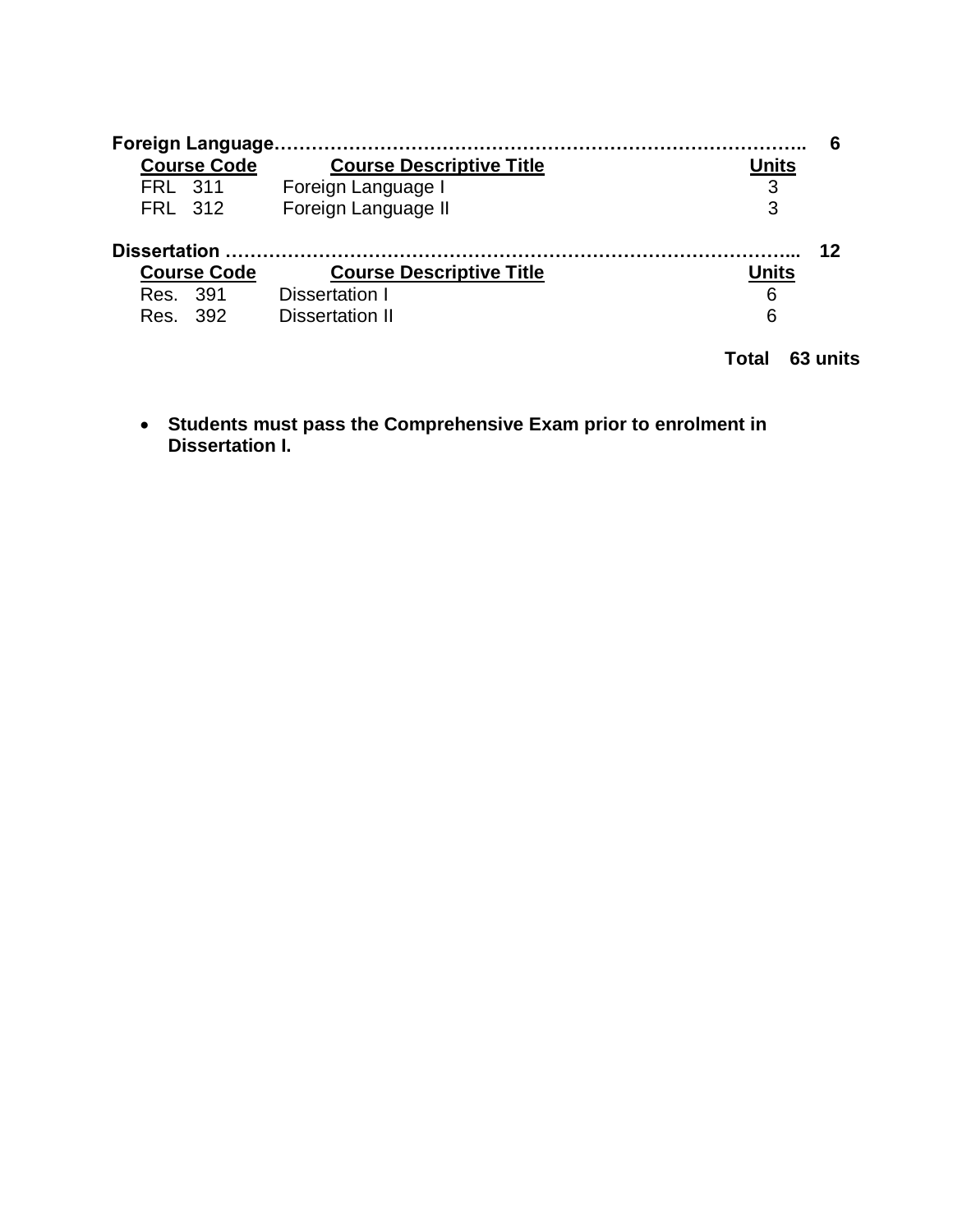**Foreign Language……………………………………………………………………………. 6**

| Course Code | Course Descriptive Title | Units |
|---|---|---|
| FRL 311 | Foreign Language I | 3 |
| FRL 312 | Foreign Language II | 3 |

**Dissertation ………………………………………………………………………………... 12**

| Course Code | Course Descriptive Title | Units |
|---|---|---|
| Res. 391 | Dissertation I | 6 |
| Res. 392 | Dissertation II | 6 |

**Total 63 units**

- **Students must pass the Comprehensive Exam prior to enrolment in Dissertation I.**